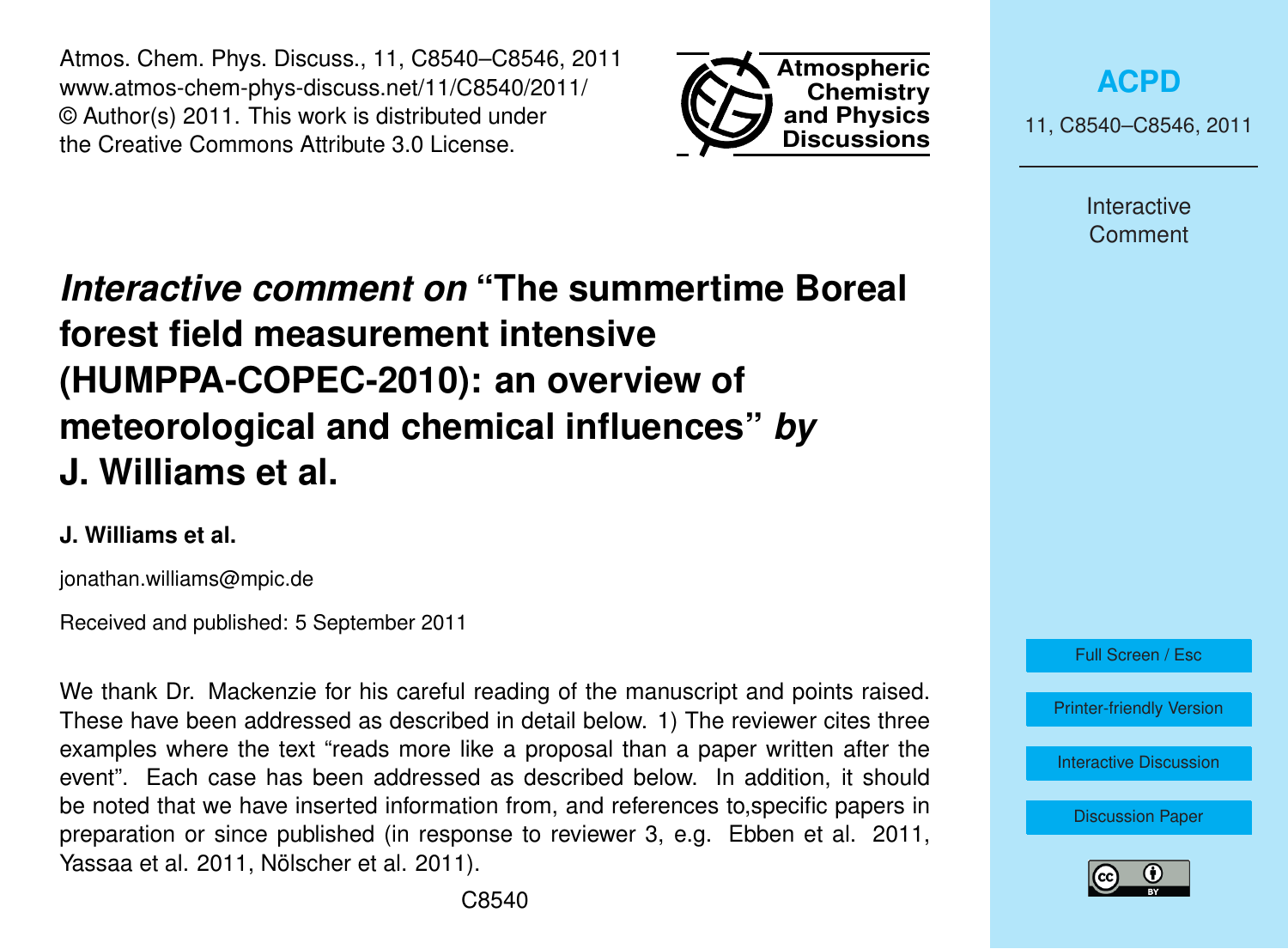# *Interactive comment on* "The summertime Boreal forest field measurement intensive (HUMPPA-COPEC-2010): an overview of meteorological and chemical influences" *by* J. Williams et al.

**J. Williams et al.**

jonathan.williams@mpic.de

Received and published: 5 September 2011

We thank Dr. Mackenzie for his careful reading of the manuscript and points raised. These have been addressed as described in detail below. 1) The reviewer cites three examples where the text "reads more like a proposal than a paper written after the event". Each case has been addressed as described below. In addition, it should be noted that we have inserted information from, and references to,specific papers in preparation or since published (in response to reviewer 3, e.g. Ebben et al. 2011, Yassaa et al. 2011, Nölscher et al. 2011).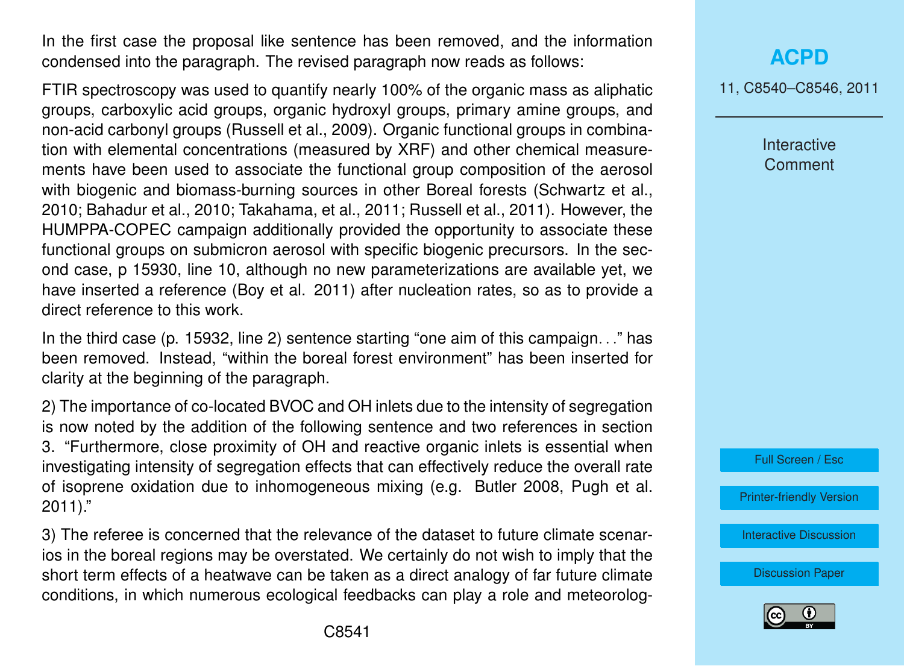In the first case the proposal like sentence has been removed, and the information condensed into the paragraph. The revised paragraph now reads as follows:

FTIR spectroscopy was used to quantify nearly 100% of the organic mass as aliphatic groups, carboxylic acid groups, organic hydroxyl groups, primary amine groups, and non-acid carbonyl groups (Russell et al., 2009). Organic functional groups in combination with elemental concentrations (measured by XRF) and other chemical measurements have been used to associate the functional group composition of the aerosol with biogenic and biomass-burning sources in other Boreal forests (Schwartz et al., 2010; Bahadur et al., 2010; Takahama, et al., 2011; Russell et al., 2011). However, the HUMPPA-COPEC campaign additionally provided the opportunity to associate these functional groups on submicron aerosol with specific biogenic precursors. In the second case, p 15930, line 10, although no new parameterizations are available yet, we have inserted a reference (Boy et al. 2011) after nucleation rates, so as to provide a direct reference to this work.

In the third case (p. 15932, line 2) sentence starting "one aim of this campaign..." has been removed. Instead, "within the boreal forest environment" has been inserted for clarity at the beginning of the paragraph.

2) The importance of co-located BVOC and OH inlets due to the intensity of segregation is now noted by the addition of the following sentence and two references in section 3. "Furthermore, close proximity of OH and reactive organic inlets is essential when investigating intensity of segregation effects that can effectively reduce the overall rate of isoprene oxidation due to inhomogeneous mixing (e.g. Butler 2008, Pugh et al. 2011)."

3) The referee is concerned that the relevance of the dataset to future climate scenarios in the boreal regions may be overstated. We certainly do not wish to imply that the short term effects of a heatwave can be taken as a direct analogy of far future climate conditions, in which numerous ecological feedbacks can play a role and meteorolog-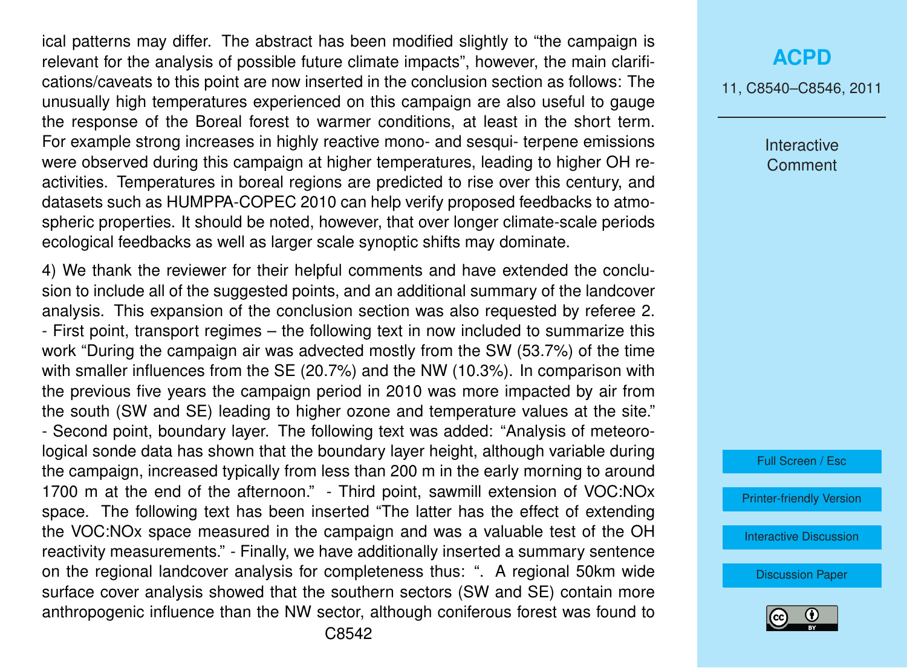ical patterns may differ. The abstract has been modified slightly to "the campaign is relevant for the analysis of possible future climate impacts", however, the main clarifications/caveats to this point are now inserted in the conclusion section as follows: The unusually high temperatures experienced on this campaign are also useful to gauge the response of the Boreal forest to warmer conditions, at least in the short term. For example strong increases in highly reactive mono- and sesqui- terpene emissions were observed during this campaign at higher temperatures, leading to higher OH reactivities. Temperatures in boreal regions are predicted to rise over this century, and datasets such as HUMPPA-COPEC 2010 can help verify proposed feedbacks to atmospheric properties. It should be noted, however, that over longer climate-scale periods ecological feedbacks as well as larger scale synoptic shifts may dominate.

4) We thank the reviewer for their helpful comments and have extended the conclusion to include all of the suggested points, and an additional summary of the landcover analysis. This expansion of the conclusion section was also requested by referee 2. - First point, transport regimes – the following text in now included to summarize this work "During the campaign air was advected mostly from the SW (53.7%) of the time with smaller influences from the SE (20.7%) and the NW (10.3%). In comparison with the previous five years the campaign period in 2010 was more impacted by air from the south (SW and SE) leading to higher ozone and temperature values at the site." - Second point, boundary layer. The following text was added: "Analysis of meteorological sonde data has shown that the boundary layer height, although variable during the campaign, increased typically from less than 200 m in the early morning to around 1700 m at the end of the afternoon." - Third point, sawmill extension of VOC:NOx space. The following text has been inserted "The latter has the effect of extending the VOC:NOx space measured in the campaign and was a valuable test of the OH reactivity measurements." - Finally, we have additionally inserted a summary sentence on the regional landcover analysis for completeness thus: ". A regional 50km wide surface cover analysis showed that the southern sectors (SW and SE) contain more anthropogenic influence than the NW sector, although coniferous forest was found to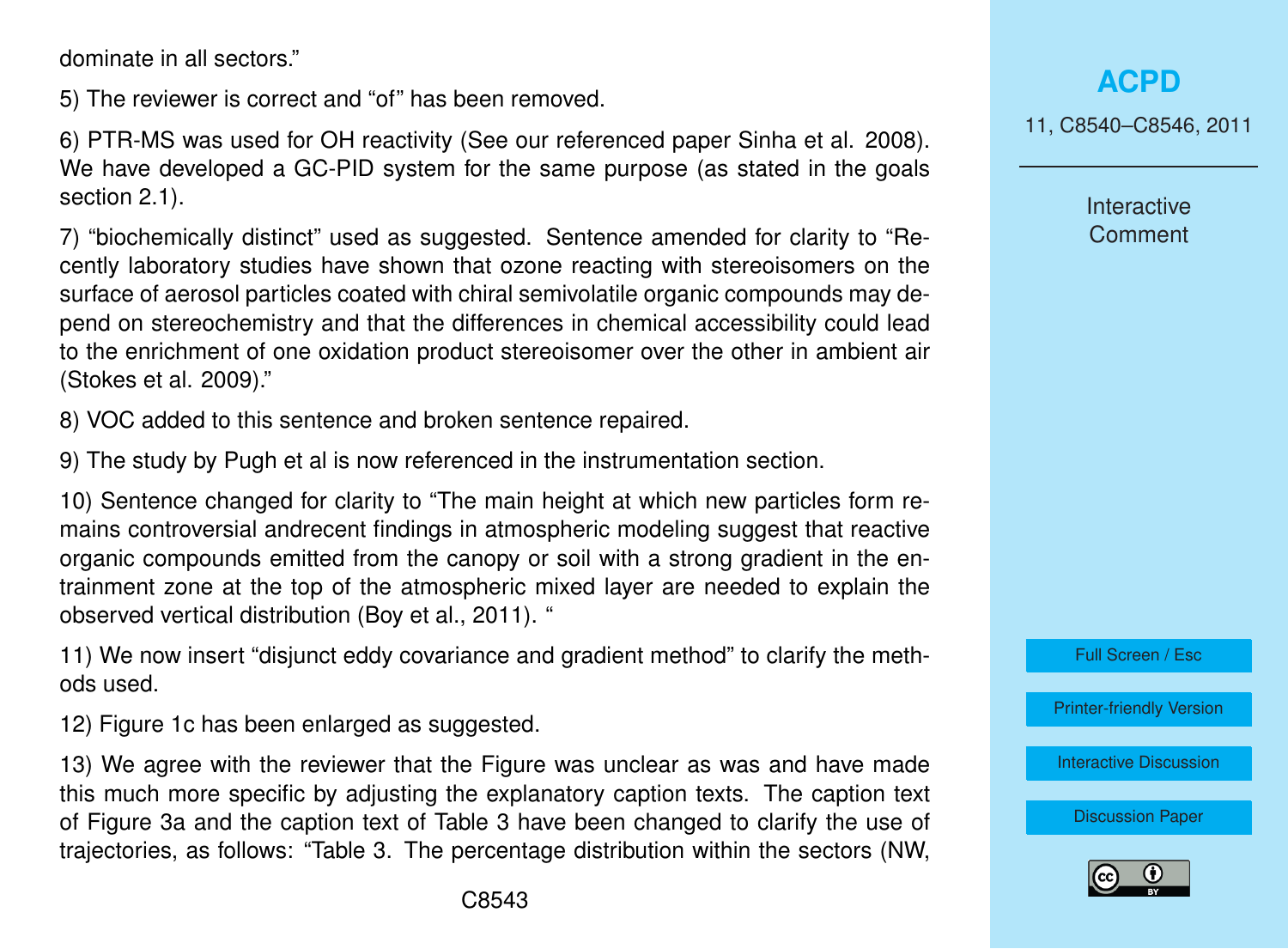dominate in all sectors."

5) The reviewer is correct and "of" has been removed.

6) PTR-MS was used for OH reactivity (See our referenced paper Sinha et al. 2008). We have developed a GC-PID system for the same purpose (as stated in the goals section 2.1).

7) "biochemically distinct" used as suggested. Sentence amended for clarity to "Recently laboratory studies have shown that ozone reacting with stereoisomers on the surface of aerosol particles coated with chiral semivolatile organic compounds may depend on stereochemistry and that the differences in chemical accessibility could lead to the enrichment of one oxidation product stereoisomer over the other in ambient air (Stokes et al. 2009)."

8) VOC added to this sentence and broken sentence repaired.

9) The study by Pugh et al is now referenced in the instrumentation section.

10) Sentence changed for clarity to "The main height at which new particles form remains controversial andrecent findings in atmospheric modeling suggest that reactive organic compounds emitted from the canopy or soil with a strong gradient in the entrainment zone at the top of the atmospheric mixed layer are needed to explain the observed vertical distribution (Boy et al., 2011). "

11) We now insert "disjunct eddy covariance and gradient method" to clarify the methods used.

12) Figure 1c has been enlarged as suggested.

13) We agree with the reviewer that the Figure was unclear as was and have made this much more specific by adjusting the explanatory caption texts. The caption text of Figure 3a and the caption text of Table 3 have been changed to clarify the use of trajectories, as follows: "Table 3. The percentage distribution within the sectors (NW,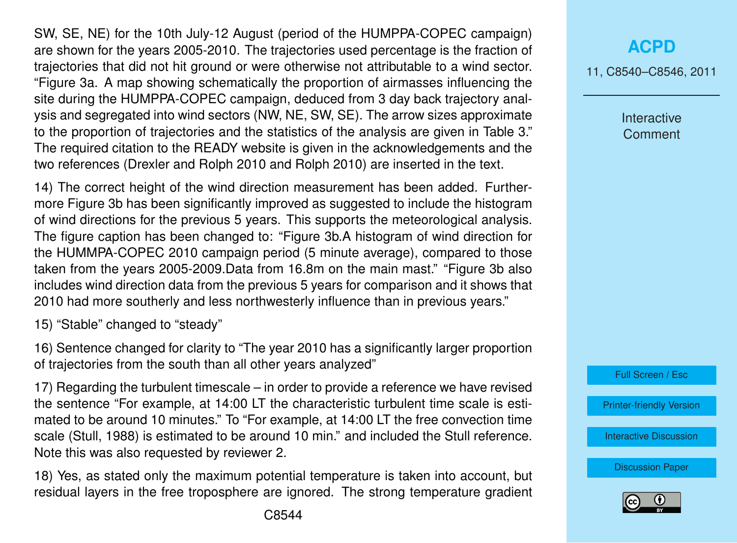SW, SE, NE) for the 10th July-12 August (period of the HUMPPA-COPEC campaign) are shown for the years 2005-2010. The trajectories used percentage is the fraction of trajectories that did not hit ground or were otherwise not attributable to a wind sector. "Figure 3a. A map showing schematically the proportion of airmasses influencing the site during the HUMPPA-COPEC campaign, deduced from 3 day back trajectory analysis and segregated into wind sectors (NW, NE, SW, SE). The arrow sizes approximate to the proportion of trajectories and the statistics of the analysis are given in Table 3." The required citation to the READY website is given in the acknowledgements and the two references (Drexler and Rolph 2010 and Rolph 2010) are inserted in the text.

14) The correct height of the wind direction measurement has been added. Furthermore Figure 3b has been significantly improved as suggested to include the histogram of wind directions for the previous 5 years. This supports the meteorological analysis. The figure caption has been changed to: "Figure 3b.A histogram of wind direction for the HUMMPA-COPEC 2010 campaign period (5 minute average), compared to those taken from the years 2005-2009.Data from 16.8m on the main mast." "Figure 3b also includes wind direction data from the previous 5 years for comparison and it shows that 2010 had more southerly and less northwesterly influence than in previous years."

15) "Stable" changed to "steady"

16) Sentence changed for clarity to "The year 2010 has a significantly larger proportion of trajectories from the south than all other years analyzed"

17) Regarding the turbulent timescale – in order to provide a reference we have revised the sentence "For example, at 14:00 LT the characteristic turbulent time scale is estimated to be around 10 minutes." To "For example, at 14:00 LT the free convection time scale (Stull, 1988) is estimated to be around 10 min." and included the Stull reference. Note this was also requested by reviewer 2.

18) Yes, as stated only the maximum potential temperature is taken into account, but residual layers in the free troposphere are ignored. The strong temperature gradient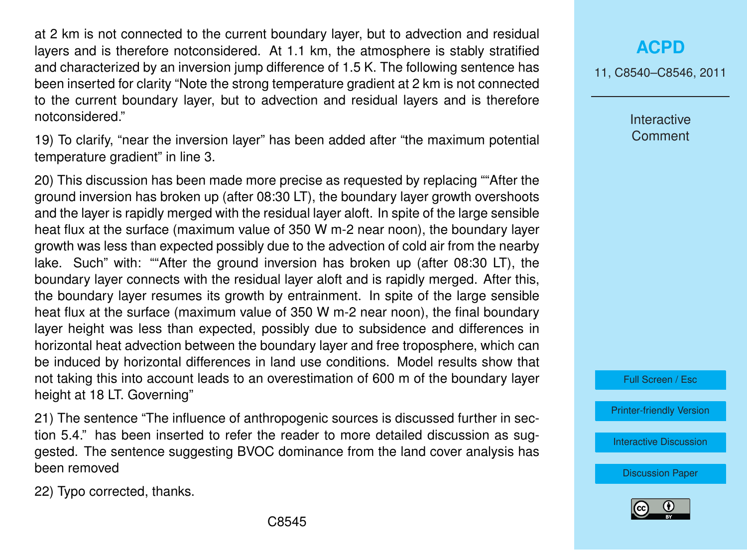at 2 km is not connected to the current boundary layer, but to advection and residual layers and is therefore notconsidered. At 1.1 km, the atmosphere is stably stratified and characterized by an inversion jump difference of 1.5 K. The following sentence has been inserted for clarity "Note the strong temperature gradient at 2 km is not connected to the current boundary layer, but to advection and residual layers and is therefore notconsidered."

19) To clarify, "near the inversion layer" has been added after "the maximum potential temperature gradient" in line 3.

20) This discussion has been made more precise as requested by replacing ""After the ground inversion has broken up (after 08:30 LT), the boundary layer growth overshoots and the layer is rapidly merged with the residual layer aloft. In spite of the large sensible heat flux at the surface (maximum value of 350 W m-2 near noon), the boundary layer growth was less than expected possibly due to the advection of cold air from the nearby lake. Such" with: ""After the ground inversion has broken up (after 08:30 LT), the boundary layer connects with the residual layer aloft and is rapidly merged. After this, the boundary layer resumes its growth by entrainment. In spite of the large sensible heat flux at the surface (maximum value of 350 W m-2 near noon), the final boundary layer height was less than expected, possibly due to subsidence and differences in horizontal heat advection between the boundary layer and free troposphere, which can be induced by horizontal differences in land use conditions. Model results show that not taking this into account leads to an overestimation of 600 m of the boundary layer height at 18 LT. Governing"

21) The sentence "The influence of anthropogenic sources is discussed further in section 5.4." has been inserted to refer the reader to more detailed discussion as suggested. The sentence suggesting BVOC dominance from the land cover analysis has been removed

22) Typo corrected, thanks.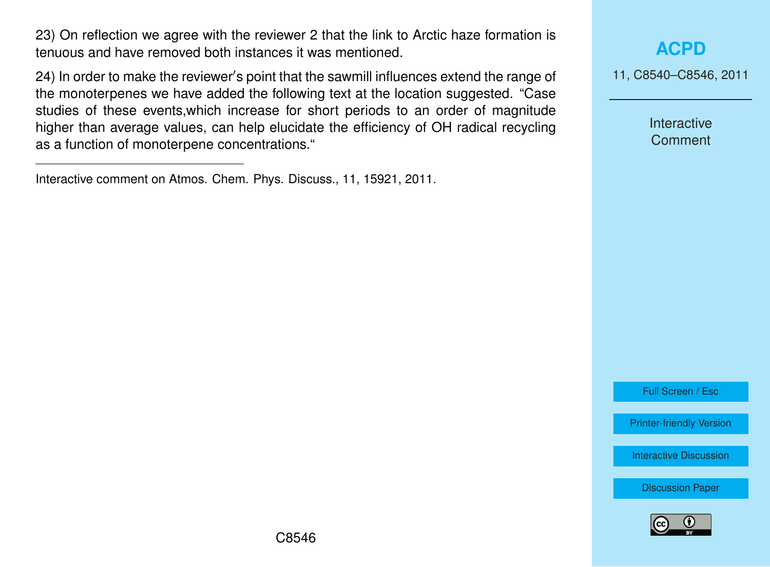23) On reflection we agree with the reviewer 2 that the link to Arctic haze formation is tenuous and have removed both instances it was mentioned.

24) In order to make the reviewer's point that the sawmill influences extend the range of the monoterpenes we have added the following text at the location suggested. "Case studies of these events,which increase for short periods to an order of magnitude higher than average values, can help elucidate the efficiency of OH radical recycling as a function of monoterpene concentrations."

---

Interactive comment on Atmos. Chem. Phys. Discuss., 11, 15921, 2011.